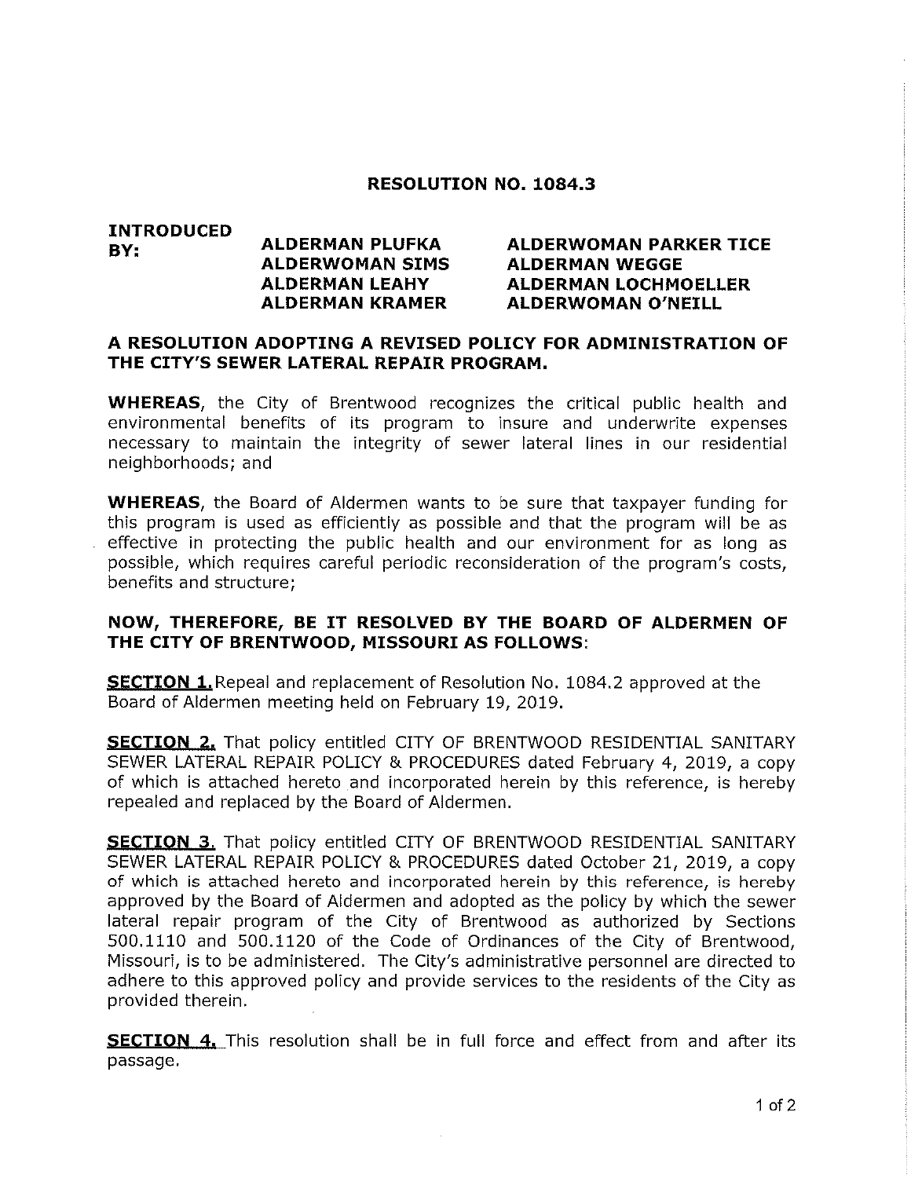# RESOLUTION NO. 1084.3

**INTRODUCED BY:**

**ALDERMAN PLUFKA**
**ALDERWOMAN SIMS**
**ALDERMAN LEAHY**
**ALDERMAN KRAMER**
**ALDERWOMAN PARKER TICE**
**ALDERMAN WEGGE**
**ALDERMAN LOCHMOELLER**
**ALDERWOMAN O'NEILL**

## A RESOLUTION ADOPTING A REVISED POLICY FOR ADMINISTRATION OF THE CITY'S SEWER LATERAL REPAIR PROGRAM.

**WHEREAS**, the City of Brentwood recognizes the critical public health and environmental benefits of its program to insure and underwrite expenses necessary to maintain the integrity of sewer lateral lines in our residential neighborhoods; and

**WHEREAS**, the Board of Aldermen wants to be sure that taxpayer funding for this program is used as efficiently as possible and that the program will be as effective in protecting the public health and our environment for as long as possible, which requires careful periodic reconsideration of the program's costs, benefits and structure;

**NOW, THEREFORE, BE IT RESOLVED BY THE BOARD OF ALDERMEN OF THE CITY OF BRENTWOOD, MISSOURI AS FOLLOWS**:

**SECTION 1.** Repeal and replacement of Resolution No. 1084.2 approved at the Board of Aldermen meeting held on February 19, 2019.

**SECTION 2.** That policy entitled CITY OF BRENTWOOD RESIDENTIAL SANITARY SEWER LATERAL REPAIR POLICY & PROCEDURES dated February 4, 2019, a copy of which is attached hereto and incorporated herein by this reference, is hereby repealed and replaced by the Board of Aldermen.

**SECTION 3.** That policy entitled CITY OF BRENTWOOD RESIDENTIAL SANITARY SEWER LATERAL REPAIR POLICY & PROCEDURES dated October 21, 2019, a copy of which is attached hereto and incorporated herein by this reference, is hereby approved by the Board of Aldermen and adopted as the policy by which the sewer lateral repair program of the City of Brentwood as authorized by Sections 500.1110 and 500.1120 of the Code of Ordinances of the City of Brentwood, Missouri, is to be administered. The City's administrative personnel are directed to adhere to this approved policy and provide services to the residents of the City as provided therein.

**SECTION 4.** This resolution shall be in full force and effect from and after its passage.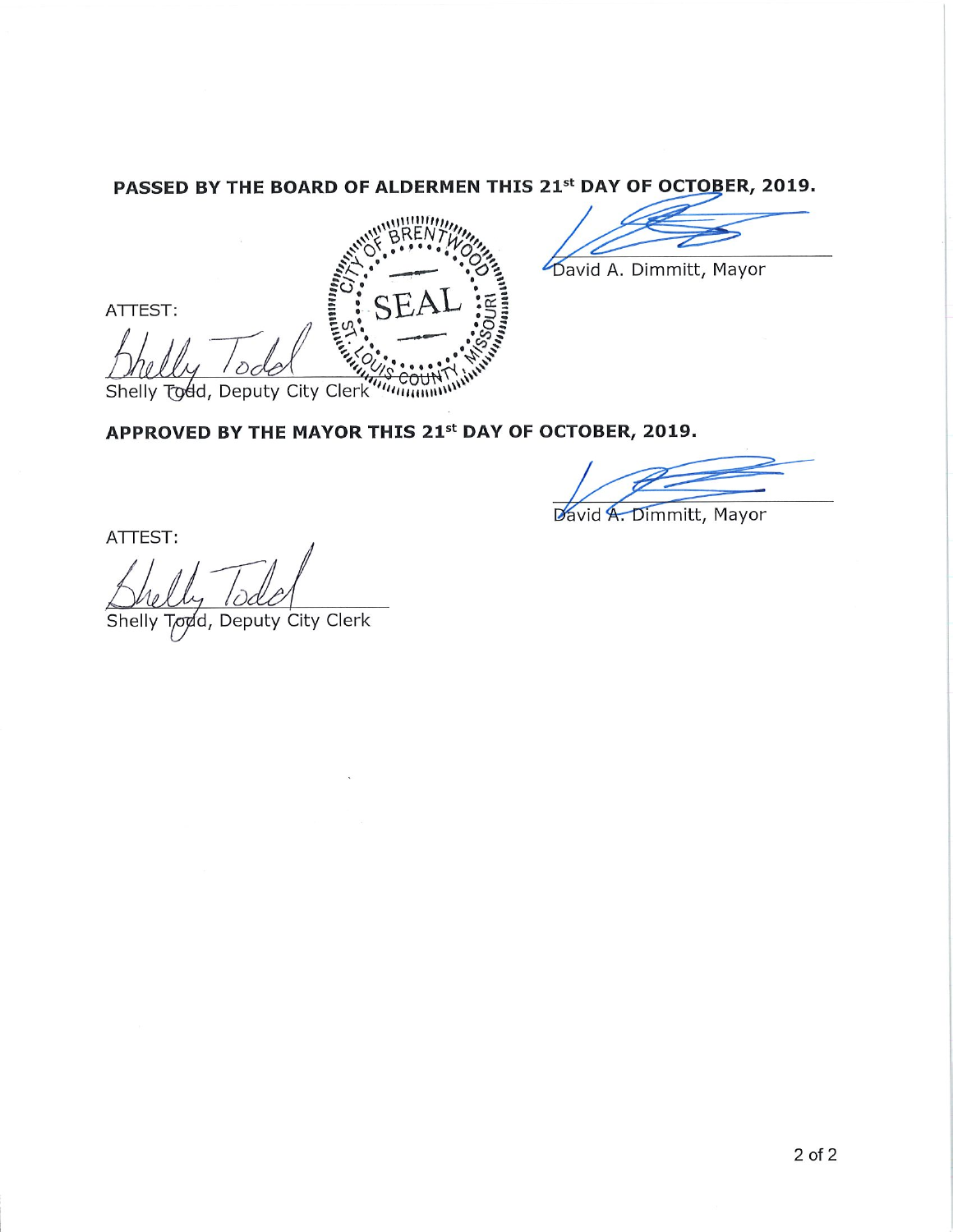**PASSED BY THE BOARD OF ALDERMEN THIS 21st DAY OF OCTOBER, 2019.**

David A. Dimmitt, Mayor

ATTEST:

Shelly Todd, Deputy City Clerk

CITY OF BRENTWOOD SEAL ST. LOUIS COUNTY, MISSOURI

**APPROVED BY THE MAYOR THIS 21st DAY OF OCTOBER, 2019.**

David A. Dimmitt, Mayor

ATTEST:

Shelly Todd, Deputy City Clerk